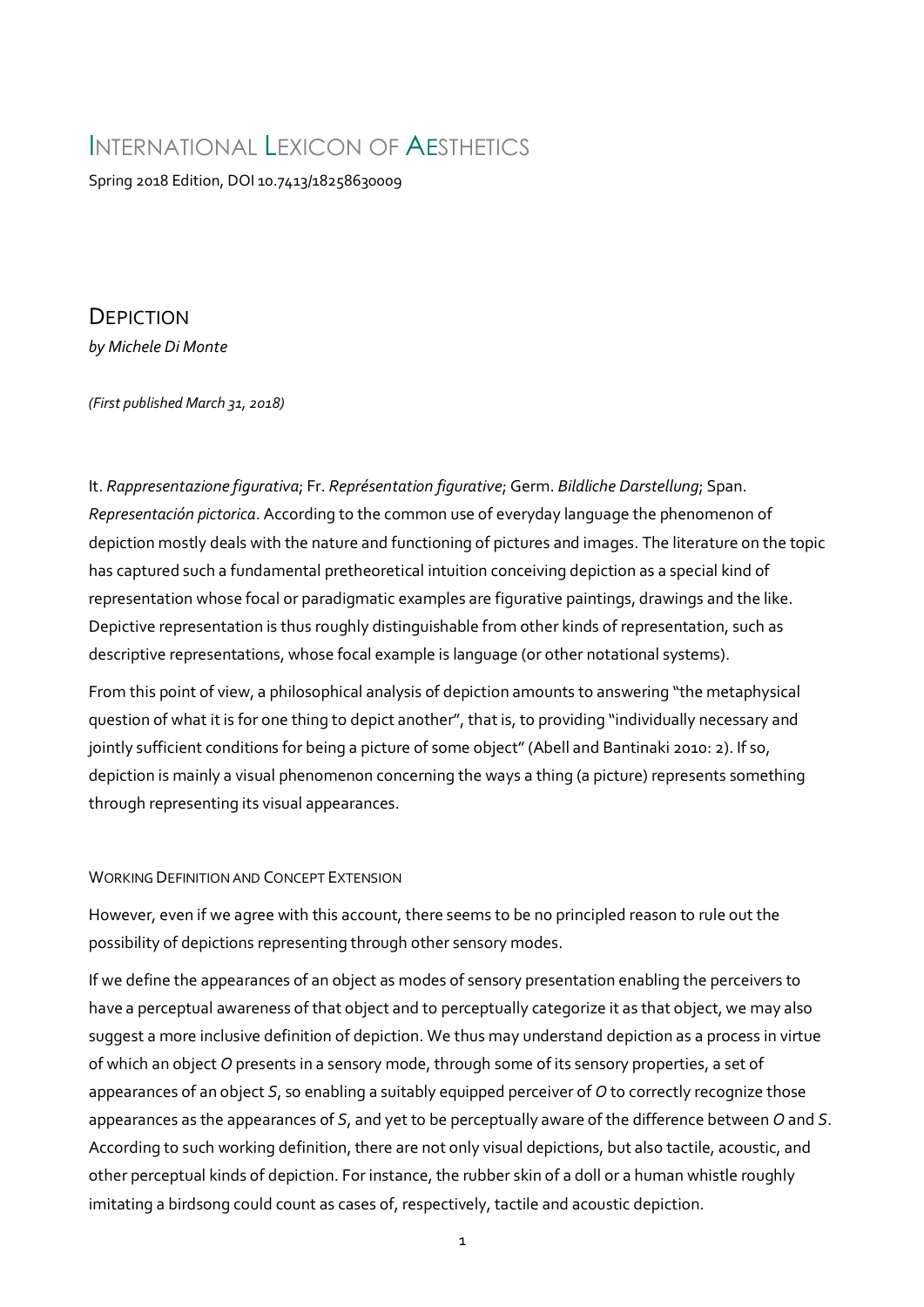# INTERNATIONAL LEXICON OF AESTHETICS

Spring 2018 Edition, DOI 10.7413/18258630009

## DEPICTION

*by Michele Di Monte*

*(First published March 31, 2018)*

It. *Rappresentazione figurativa*; Fr. *Représentation figurative*; Germ. *Bildliche Darstellung*; Span. *Representación pictorica*. According to the common use of everyday language the phenomenon of depiction mostly deals with the nature and functioning of pictures and images. The literature on the topic has captured such a fundamental pretheoretical intuition conceiving depiction as a special kind of representation whose focal or paradigmatic examples are figurative paintings, drawings and the like. Depictive representation is thus roughly distinguishable from other kinds of representation, such as descriptive representations, whose focal example is language (or other notational systems).

From this point of view, a philosophical analysis of depiction amounts to answering "the metaphysical question of what it is for one thing to depict another", that is, to providing "individually necessary and jointly sufficient conditions for being a picture of some object" (Abell and Bantinaki 2010: 2). If so, depiction is mainly a visual phenomenon concerning the ways a thing (a picture) represents something through representing its visual appearances.

### WORKING DEFINITION AND CONCEPT EXTENSION

However, even if we agree with this account, there seems to be no principled reason to rule out the possibility of depictions representing through other sensory modes.

If we define the appearances of an object as modes of sensory presentation enabling the perceivers to have a perceptual awareness of that object and to perceptually categorize it as that object, we may also suggest a more inclusive definition of depiction. We thus may understand depiction as a process in virtue of which an object *O* presents in a sensory mode, through some of its sensory properties, a set of appearances of an object *S*, so enabling a suitably equipped perceiver of *O* to correctly recognize those appearances as the appearances of *S*, and yet to be perceptually aware of the difference between *O* and *S*. According to such working definition, there are not only visual depictions, but also tactile, acoustic, and other perceptual kinds of depiction. For instance, the rubber skin of a doll or a human whistle roughly imitating a birdsong could count as cases of, respectively, tactile and acoustic depiction.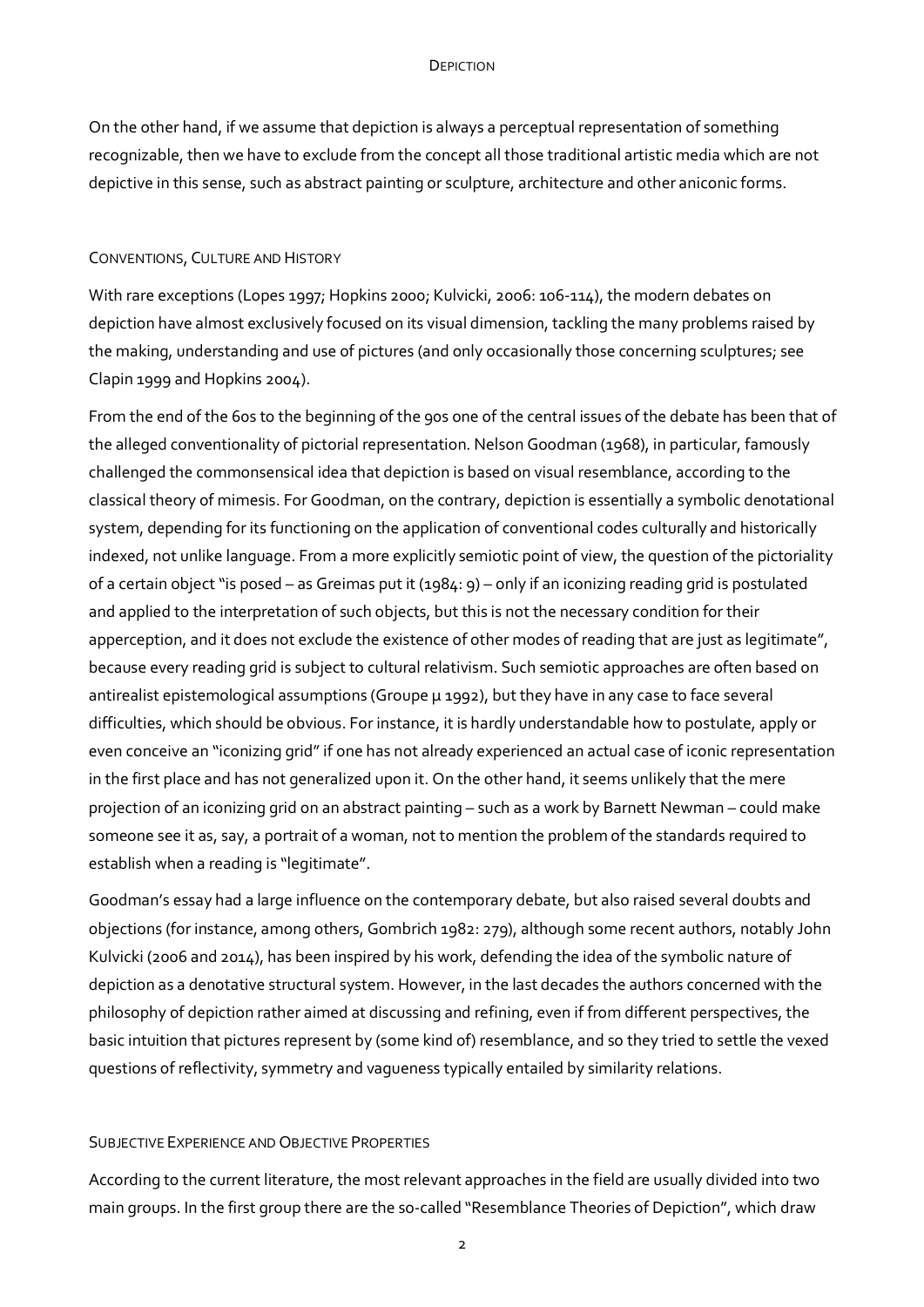On the other hand, if we assume that depiction is always a perceptual representation of something recognizable, then we have to exclude from the concept all those traditional artistic media which are not depictive in this sense, such as abstract painting or sculpture, architecture and other aniconic forms.

## Conventions, Culture and History

With rare exceptions (Lopes 1997; Hopkins 2000; Kulvicki, 2006: 106-114), the modern debates on depiction have almost exclusively focused on its visual dimension, tackling the many problems raised by the making, understanding and use of pictures (and only occasionally those concerning sculptures; see Clapin 1999 and Hopkins 2004).

From the end of the 60s to the beginning of the 90s one of the central issues of the debate has been that of the alleged conventionality of pictorial representation. Nelson Goodman (1968), in particular, famously challenged the commonsensical idea that depiction is based on visual resemblance, according to the classical theory of mimesis. For Goodman, on the contrary, depiction is essentially a symbolic denotational system, depending for its functioning on the application of conventional codes culturally and historically indexed, not unlike language. From a more explicitly semiotic point of view, the question of the pictoriality of a certain object "is posed – as Greimas put it (1984: 9) – only if an iconizing reading grid is postulated and applied to the interpretation of such objects, but this is not the necessary condition for their apperception, and it does not exclude the existence of other modes of reading that are just as legitimate", because every reading grid is subject to cultural relativism. Such semiotic approaches are often based on antirealist epistemological assumptions (Groupe µ 1992), but they have in any case to face several difficulties, which should be obvious. For instance, it is hardly understandable how to postulate, apply or even conceive an "iconizing grid" if one has not already experienced an actual case of iconic representation in the first place and has not generalized upon it. On the other hand, it seems unlikely that the mere projection of an iconizing grid on an abstract painting – such as a work by Barnett Newman – could make someone see it as, say, a portrait of a woman, not to mention the problem of the standards required to establish when a reading is "legitimate".

Goodman's essay had a large influence on the contemporary debate, but also raised several doubts and objections (for instance, among others, Gombrich 1982: 279), although some recent authors, notably John Kulvicki (2006 and 2014), has been inspired by his work, defending the idea of the symbolic nature of depiction as a denotative structural system. However, in the last decades the authors concerned with the philosophy of depiction rather aimed at discussing and refining, even if from different perspectives, the basic intuition that pictures represent by (some kind of) resemblance, and so they tried to settle the vexed questions of reflectivity, symmetry and vagueness typically entailed by similarity relations.

## Subjective Experience and Objective Properties

According to the current literature, the most relevant approaches in the field are usually divided into two main groups. In the first group there are the so-called "Resemblance Theories of Depiction", which draw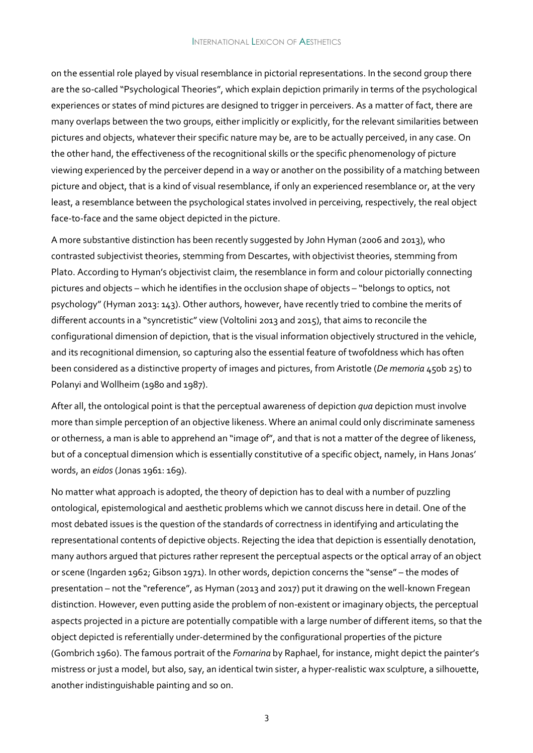on the essential role played by visual resemblance in pictorial representations. In the second group there are the so-called "Psychological Theories", which explain depiction primarily in terms of the psychological experiences or states of mind pictures are designed to trigger in perceivers. As a matter of fact, there are many overlaps between the two groups, either implicitly or explicitly, for the relevant similarities between pictures and objects, whatever their specific nature may be, are to be actually perceived, in any case. On the other hand, the effectiveness of the recognitional skills or the specific phenomenology of picture viewing experienced by the perceiver depend in a way or another on the possibility of a matching between picture and object, that is a kind of visual resemblance, if only an experienced resemblance or, at the very least, a resemblance between the psychological states involved in perceiving, respectively, the real object face-to-face and the same object depicted in the picture.

A more substantive distinction has been recently suggested by John Hyman (2006 and 2013), who contrasted subjectivist theories, stemming from Descartes, with objectivist theories, stemming from Plato. According to Hyman's objectivist claim, the resemblance in form and colour pictorially connecting pictures and objects – which he identifies in the occlusion shape of objects – "belongs to optics, not psychology" (Hyman 2013: 143). Other authors, however, have recently tried to combine the merits of different accounts in a "syncretistic" view (Voltolini 2013 and 2015), that aims to reconcile the configurational dimension of depiction, that is the visual information objectively structured in the vehicle, and its recognitional dimension, so capturing also the essential feature of twofoldness which has often been considered as a distinctive property of images and pictures, from Aristotle (*De memoria* 450b 25) to Polanyi and Wollheim (1980 and 1987).

After all, the ontological point is that the perceptual awareness of depiction *qua* depiction must involve more than simple perception of an objective likeness. Where an animal could only discriminate sameness or otherness, a man is able to apprehend an "image of", and that is not a matter of the degree of likeness, but of a conceptual dimension which is essentially constitutive of a specific object, namely, in Hans Jonas' words, an *eidos* (Jonas 1961: 169).

No matter what approach is adopted, the theory of depiction has to deal with a number of puzzling ontological, epistemological and aesthetic problems which we cannot discuss here in detail. One of the most debated issues is the question of the standards of correctness in identifying and articulating the representational contents of depictive objects. Rejecting the idea that depiction is essentially denotation, many authors argued that pictures rather represent the perceptual aspects or the optical array of an object or scene (Ingarden 1962; Gibson 1971). In other words, depiction concerns the "sense" – the modes of presentation – not the "reference", as Hyman (2013 and 2017) put it drawing on the well-known Fregean distinction. However, even putting aside the problem of non-existent or imaginary objects, the perceptual aspects projected in a picture are potentially compatible with a large number of different items, so that the object depicted is referentially under-determined by the configurational properties of the picture (Gombrich 1960). The famous portrait of the *Fornarina* by Raphael, for instance, might depict the painter's mistress or just a model, but also, say, an identical twin sister, a hyper-realistic wax sculpture, a silhouette, another indistinguishable painting and so on.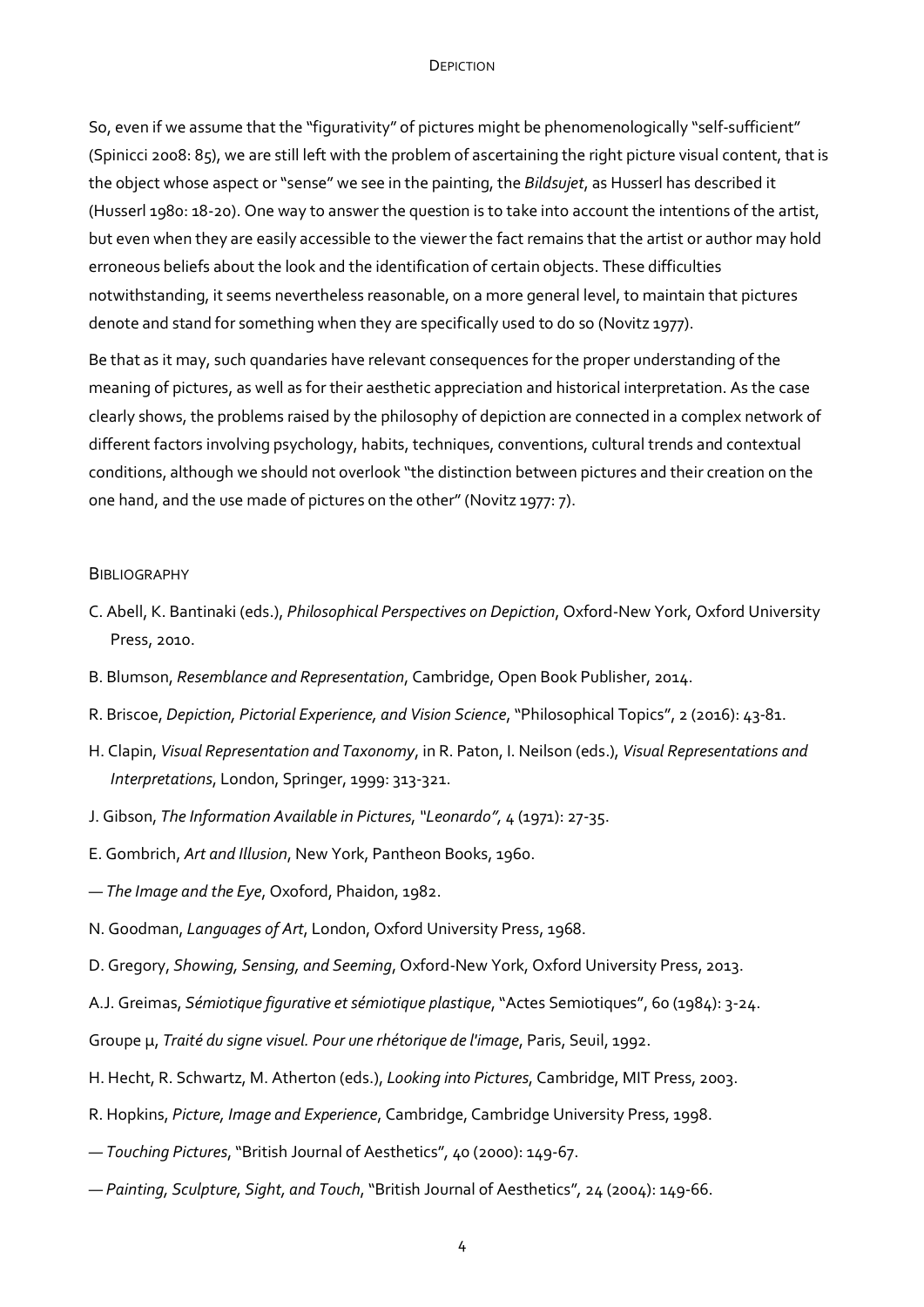So, even if we assume that the "figurativity" of pictures might be phenomenologically "self-sufficient" (Spinicci 2008: 85), we are still left with the problem of ascertaining the right picture visual content, that is the object whose aspect or "sense" we see in the painting, the *Bildsujet*, as Husserl has described it (Husserl 1980: 18-20). One way to answer the question is to take into account the intentions of the artist, but even when they are easily accessible to the viewer the fact remains that the artist or author may hold erroneous beliefs about the look and the identification of certain objects. These difficulties notwithstanding, it seems nevertheless reasonable, on a more general level, to maintain that pictures denote and stand for something when they are specifically used to do so (Novitz 1977).

Be that as it may, such quandaries have relevant consequences for the proper understanding of the meaning of pictures, as well as for their aesthetic appreciation and historical interpretation. As the case clearly shows, the problems raised by the philosophy of depiction are connected in a complex network of different factors involving psychology, habits, techniques, conventions, cultural trends and contextual conditions, although we should not overlook "the distinction between pictures and their creation on the one hand, and the use made of pictures on the other" (Novitz 1977: 7).

## Bibliography

C. Abell, K. Bantinaki (eds.), *Philosophical Perspectives on Depiction*, Oxford-New York, Oxford University Press, 2010.

B. Blumson, *Resemblance and Representation*, Cambridge, Open Book Publisher, 2014.

R. Briscoe, *Depiction, Pictorial Experience, and Vision Science*, "Philosophical Topics", 2 (2016): 43-81.

H. Clapin, *Visual Representation and Taxonomy*, in R. Paton, I. Neilson (eds.), *Visual Representations and Interpretations*, London, Springer, 1999: 313-321.

J. Gibson, *The Information Available in Pictures, "Leonardo",* 4 (1971): 27-35.

E. Gombrich, *Art and Illusion*, New York, Pantheon Books, 1960.

— *The Image and the Eye*, Oxoford, Phaidon, 1982.

N. Goodman, *Languages of Art*, London, Oxford University Press, 1968.

D. Gregory, *Showing, Sensing, and Seeming*, Oxford-New York, Oxford University Press, 2013.

A.J. Greimas, *Sémiotique figurative et sémiotique plastique*, "Actes Semiotiques", 60 (1984): 3-24.

Groupe µ, *Traité du signe visuel. Pour une rhétorique de l'image*, Paris, Seuil, 1992.

H. Hecht, R. Schwartz, M. Atherton (eds.), *Looking into Pictures*, Cambridge, MIT Press, 2003.

R. Hopkins, *Picture, Image and Experience*, Cambridge, Cambridge University Press, 1998.

— *Touching Pictures*, "British Journal of Aesthetics", 40 (2000): 149-67.

— *Painting, Sculpture, Sight, and Touch*, "British Journal of Aesthetics", 24 (2004): 149-66.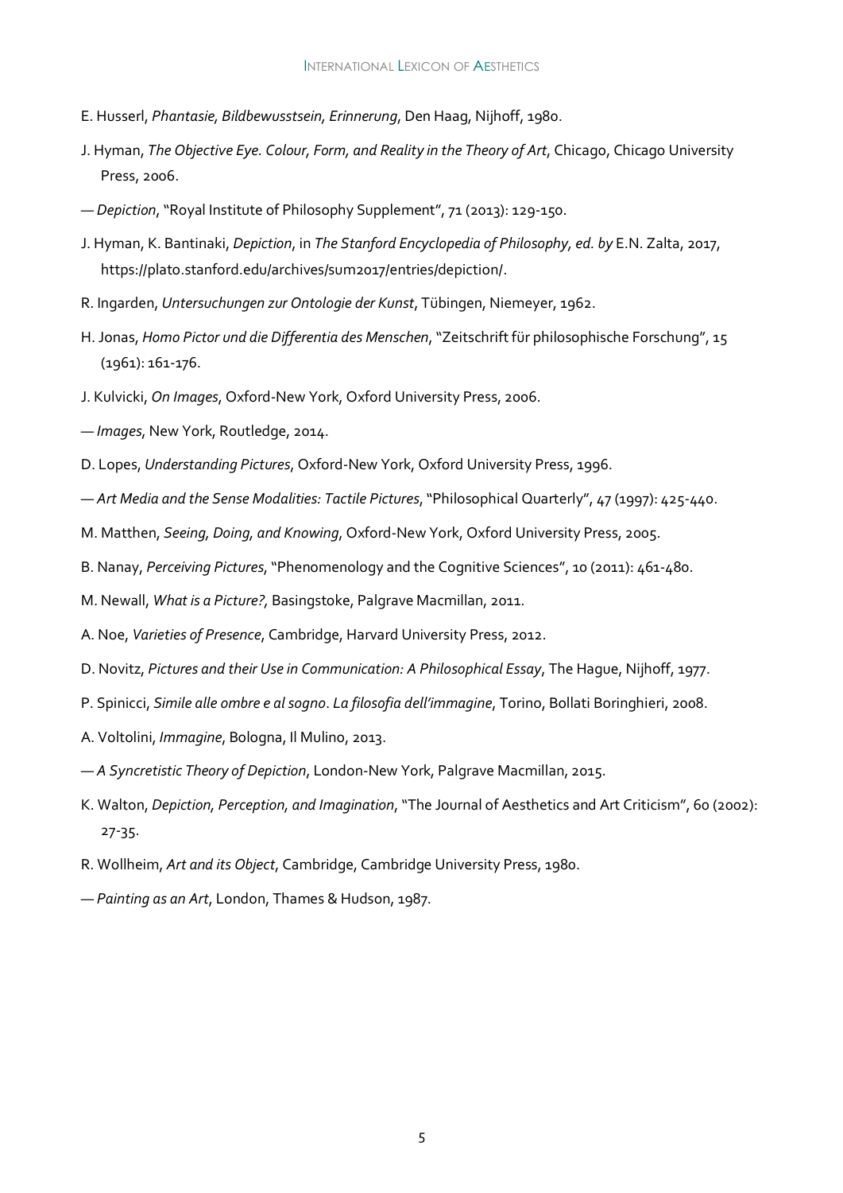E. Husserl, *Phantasie, Bildbewusstsein, Erinnerung*, Den Haag, Nijhoff, 1980.

J. Hyman, *The Objective Eye. Colour, Form, and Reality in the Theory of Art*, Chicago, Chicago University Press, 2006.

— *Depiction*, "Royal Institute of Philosophy Supplement", 71 (2013): 129-150.

J. Hyman, K. Bantinaki, *Depiction*, in *The Stanford Encyclopedia of Philosophy, ed. by* E.N. Zalta, 2017, https://plato.stanford.edu/archives/sum2017/entries/depiction/.

R. Ingarden, *Untersuchungen zur Ontologie der Kunst*, Tübingen, Niemeyer, 1962.

H. Jonas, *Homo Pictor und die Differentia des Menschen*, "Zeitschrift für philosophische Forschung", 15 (1961): 161-176.

J. Kulvicki, *On Images*, Oxford-New York, Oxford University Press, 2006.

— *Images*, New York, Routledge, 2014.

D. Lopes, *Understanding Pictures*, Oxford-New York, Oxford University Press, 1996.

— *Art Media and the Sense Modalities: Tactile Pictures*, "Philosophical Quarterly", 47 (1997): 425-440.

M. Matthen, *Seeing, Doing, and Knowing*, Oxford-New York, Oxford University Press, 2005.

B. Nanay, *Perceiving Pictures*, "Phenomenology and the Cognitive Sciences", 10 (2011): 461-480.

M. Newall, *What is a Picture?*, Basingstoke, Palgrave Macmillan, 2011.

A. Noe, *Varieties of Presence*, Cambridge, Harvard University Press, 2012.

D. Novitz, *Pictures and their Use in Communication: A Philosophical Essay*, The Hague, Nijhoff, 1977.

P. Spinicci, *Simile alle ombre e al sogno*. *La filosofia dell'immagine*, Torino, Bollati Boringhieri, 2008.

A. Voltolini, *Immagine*, Bologna, Il Mulino, 2013.

— *A Syncretistic Theory of Depiction*, London-New York, Palgrave Macmillan, 2015.

K. Walton, *Depiction, Perception, and Imagination*, "The Journal of Aesthetics and Art Criticism", 60 (2002): 27-35.

R. Wollheim, *Art and its Object*, Cambridge, Cambridge University Press, 1980.

— *Painting as an Art*, London, Thames & Hudson, 1987.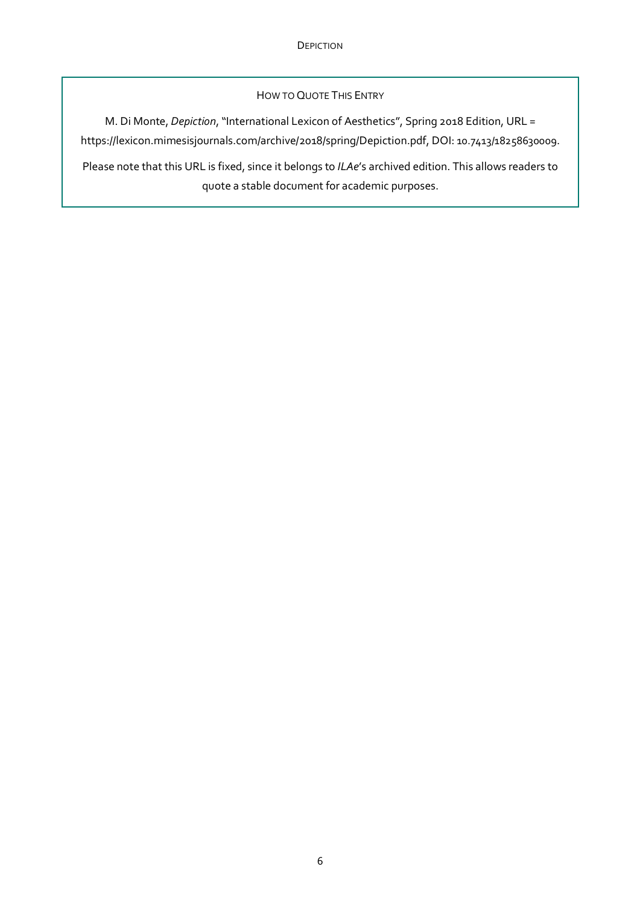HOW TO QUOTE THIS ENTRY

M. Di Monte, *Depiction*, "International Lexicon of Aesthetics", Spring 2018 Edition, URL = https://lexicon.mimesisjournals.com/archive/2018/spring/Depiction.pdf, DOI: 10.7413/18258630009.

Please note that this URL is fixed, since it belongs to *ILAe*'s archived edition. This allows readers to quote a stable document for academic purposes.